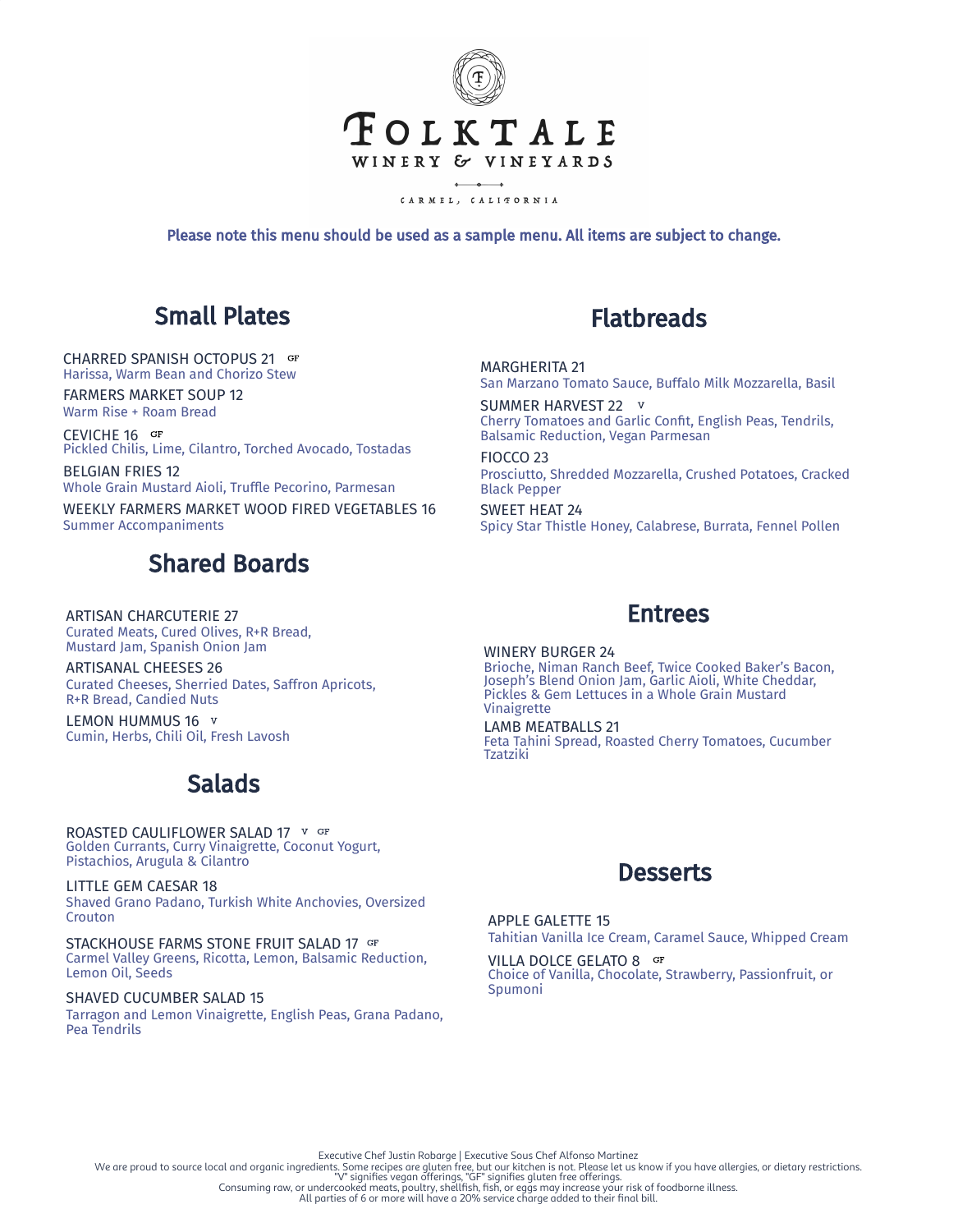# FOLKTALE

WINERY & VINEYARDS

CARMEL, CALIFORNIA

**Please note this menu should be used as a sample menu. All items are subject to change.**

## Small Plates

CHARRED SPANISH OCTOPUS 21 GF
Harissa, Warm Bean and Chorizo Stew

FARMERS MARKET SOUP 12
Warm Rise + Roam Bread

CEVICHE 16 GF
Pickled Chilis, Lime, Cilantro, Torched Avocado, Tostadas

BELGIAN FRIES 12
Whole Grain Mustard Aioli, Truffle Pecorino, Parmesan

WEEKLY FARMERS MARKET WOOD FIRED VEGETABLES 16
Summer Accompaniments

## Shared Boards

ARTISAN CHARCUTERIE 27
Curated Meats, Cured Olives, R+R Bread, Mustard Jam, Spanish Onion Jam

ARTISANAL CHEESES 26
Curated Cheeses, Sherried Dates, Saffron Apricots, R+R Bread, Candied Nuts

LEMON HUMMUS 16 V
Cumin, Herbs, Chili Oil, Fresh Lavosh

## Salads

ROASTED CAULIFLOWER SALAD 17 V GF
Golden Currants, Curry Vinaigrette, Coconut Yogurt, Pistachios, Arugula & Cilantro

LITTLE GEM CAESAR 18
Shaved Grano Padano, Turkish White Anchovies, Oversized Crouton

STACKHOUSE FARMS STONE FRUIT SALAD 17 GF
Carmel Valley Greens, Ricotta, Lemon, Balsamic Reduction, Lemon Oil, Seeds

SHAVED CUCUMBER SALAD 15
Tarragon and Lemon Vinaigrette, English Peas, Grana Padano, Pea Tendrils

## Flatbreads

MARGHERITA 21
San Marzano Tomato Sauce, Buffalo Milk Mozzarella, Basil

SUMMER HARVEST 22 V
Cherry Tomatoes and Garlic Confit, English Peas, Tendrils, Balsamic Reduction, Vegan Parmesan

FIOCCO 23
Prosciutto, Shredded Mozzarella, Crushed Potatoes, Cracked Black Pepper

SWEET HEAT 24
Spicy Star Thistle Honey, Calabrese, Burrata, Fennel Pollen

## Entrees

WINERY BURGER 24
Brioche, Niman Ranch Beef, Twice Cooked Baker's Bacon, Joseph's Blend Onion Jam, Garlic Aioli, White Cheddar, Pickles & Gem Lettuces in a Whole Grain Mustard Vinaigrette

LAMB MEATBALLS 21
Feta Tahini Spread, Roasted Cherry Tomatoes, Cucumber Tzatziki

## Desserts

APPLE GALETTE 15
Tahitian Vanilla Ice Cream, Caramel Sauce, Whipped Cream

VILLA DOLCE GELATO 8 GF
Choice of Vanilla, Chocolate, Strawberry, Passionfruit, or Spumoni

Executive Chef Justin Robarge | Executive Sous Chef Alfonso Martinez
We are proud to source local and organic ingredients. Some recipes are gluten free, but our kitchen is not. Please let us know if you have allergies, or dietary restrictions.
"V" signifies vegan offerings, "GF" signifies gluten free offerings.
Consuming raw, or undercooked meats, poultry, shellfish, fish, or eggs may increase your risk of foodborne illness.
All parties of 6 or more will have a 20% service charge added to their final bill.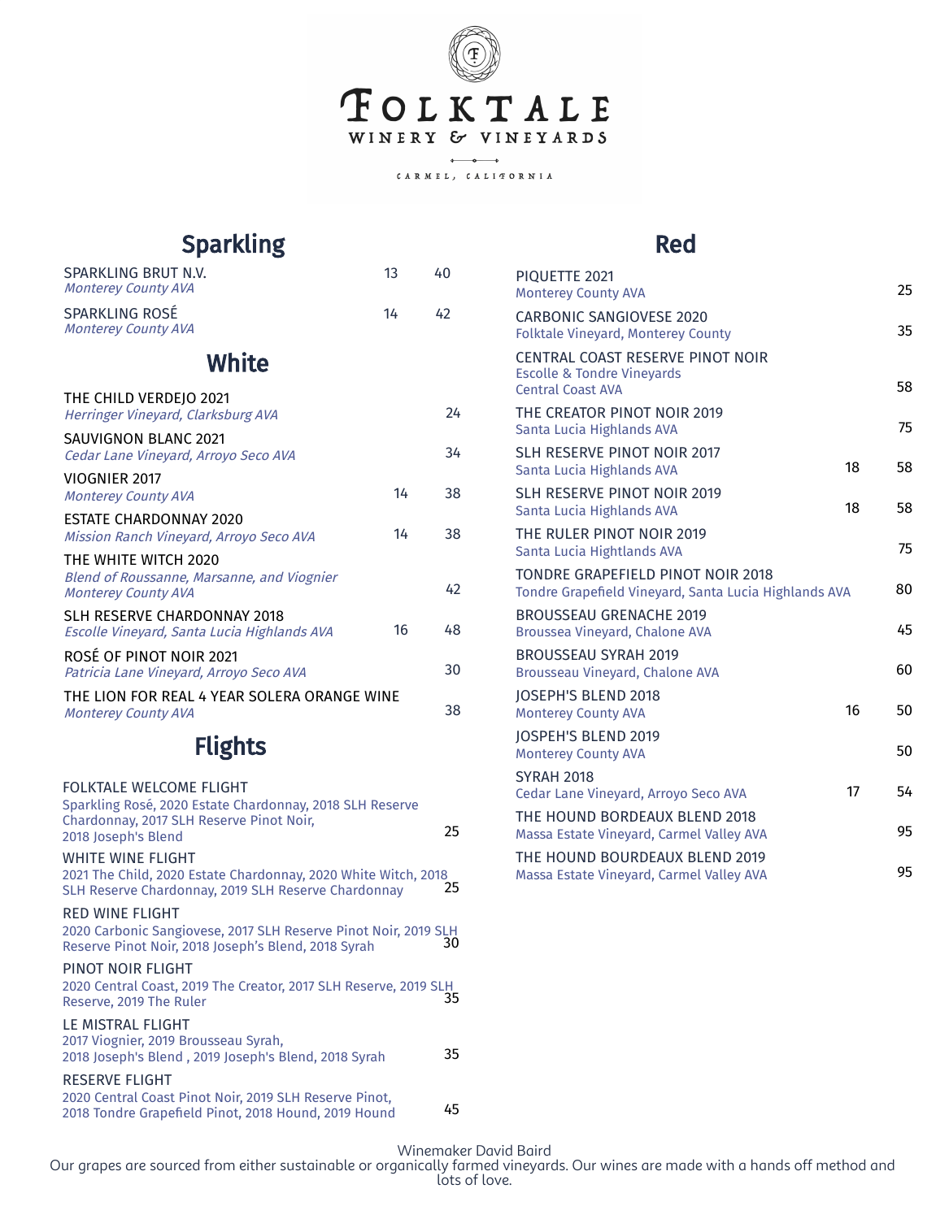# FOLKTALE

WINERY & VINEYARDS

CARMEL, CALIFORNIA

## Sparkling

| | | |
|---|---|---|
| SPARKLING BRUT N.V.<br>*Monterey County AVA* | 13 | 40 |
| SPARKLING ROSÉ<br>*Monterey County AVA* | 14 | 42 |

## White

| | | |
|---|---|---|
| THE CHILD VERDEJO 2021<br>*Herringer Vineyard, Clarksburg AVA* | | 24 |
| SAUVIGNON BLANC 2021<br>*Cedar Lane Vineyard, Arroyo Seco AVA* | | 34 |
| VIOGNIER 2017<br>*Monterey County AVA* | 14 | 38 |
| ESTATE CHARDONNAY 2020<br>*Mission Ranch Vineyard, Arroyo Seco AVA* | 14 | 38 |
| THE WHITE WITCH 2020<br>*Blend of Roussanne, Marsanne, and Viognier*<br>*Monterey County AVA* | | 42 |
| SLH RESERVE CHARDONNAY 2018<br>*Escolle Vineyard, Santa Lucia Highlands AVA* | 16 | 48 |
| ROSÉ OF PINOT NOIR 2021<br>*Patricia Lane Vineyard, Arroyo Seco AVA* | | 30 |
| THE LION FOR REAL 4 YEAR SOLERA ORANGE WINE<br>*Monterey County AVA* | | 38 |

## Flights

| | |
|---|---|
| FOLKTALE WELCOME FLIGHT<br>Sparkling Rosé, 2020 Estate Chardonnay, 2018 SLH Reserve Chardonnay, 2017 SLH Reserve Pinot Noir, 2018 Joseph's Blend | 25 |
| WHITE WINE FLIGHT<br>2021 The Child, 2020 Estate Chardonnay, 2020 White Witch, 2018 SLH Reserve Chardonnay, 2019 SLH Reserve Chardonnay | 25 |
| RED WINE FLIGHT<br>2020 Carbonic Sangiovese, 2017 SLH Reserve Pinot Noir, 2019 SLH Reserve Pinot Noir, 2018 Joseph's Blend, 2018 Syrah | 30 |
| PINOT NOIR FLIGHT<br>2020 Central Coast, 2019 The Creator, 2017 SLH Reserve, 2019 SLH Reserve, 2019 The Ruler | 35 |
| LE MISTRAL FLIGHT<br>2017 Viognier, 2019 Brousseau Syrah, 2018 Joseph's Blend , 2019 Joseph's Blend, 2018 Syrah | 35 |
| RESERVE FLIGHT<br>2020 Central Coast Pinot Noir, 2019 SLH Reserve Pinot, 2018 Tondre Grapefield Pinot, 2018 Hound, 2019 Hound | 45 |

## Red

| | | |
|---|---|---|
| PIQUETTE 2021<br>Monterey County AVA | | 25 |
| CARBONIC SANGIOVESE 2020<br>Folktale Vineyard, Monterey County | | 35 |
| CENTRAL COAST RESERVE PINOT NOIR<br>Escolle & Tondre Vineyards<br>Central Coast AVA | | 58 |
| THE CREATOR PINOT NOIR 2019<br>Santa Lucia Highlands AVA | | 75 |
| SLH RESERVE PINOT NOIR 2017<br>Santa Lucia Highlands AVA | 18 | 58 |
| SLH RESERVE PINOT NOIR 2019<br>Santa Lucia Highlands AVA | 18 | 58 |
| THE RULER PINOT NOIR 2019<br>Santa Lucia Hightlands AVA | | 75 |
| TONDRE GRAPEFIELD PINOT NOIR 2018<br>Tondre Grapefield Vineyard, Santa Lucia Highlands AVA | | 80 |
| BROUSSEAU GRENACHE 2019<br>Broussea Vineyard, Chalone AVA | | 45 |
| BROUSSEAU SYRAH 2019<br>Brousseau Vineyard, Chalone AVA | | 60 |
| JOSEPH'S BLEND 2018<br>Monterey County AVA | 16 | 50 |
| JOSPEH'S BLEND 2019<br>Monterey County AVA | | 50 |
| SYRAH 2018<br>Cedar Lane Vineyard, Arroyo Seco AVA | 17 | 54 |
| THE HOUND BORDEAUX BLEND 2018<br>Massa Estate Vineyard, Carmel Valley AVA | | 95 |
| THE HOUND BOURDEAUX BLEND 2019<br>Massa Estate Vineyard, Carmel Valley AVA | | 95 |

Winemaker David Baird

Our grapes are sourced from either sustainable or organically farmed vineyards. Our wines are made with a hands off method and lots of love.